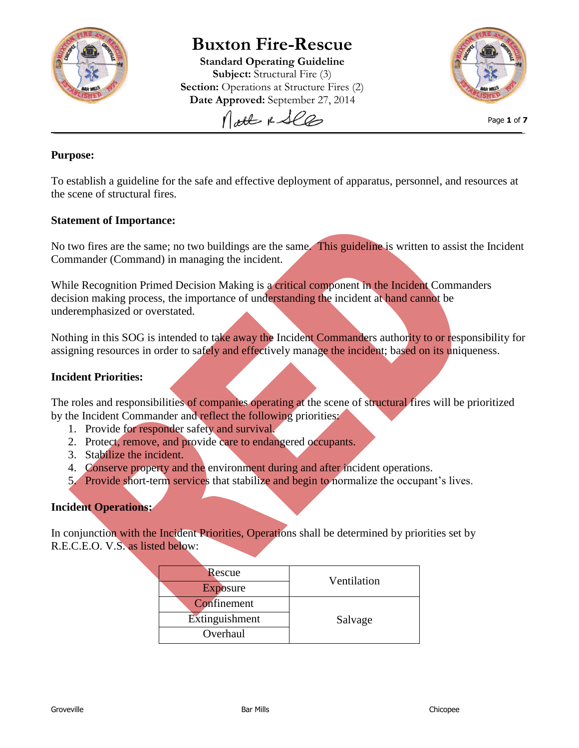# Buxton Fire-Rescue

**Standard Operating Guideline**
**Subject:** Structural Fire (3)
**Section:** Operations at Structure Fires (2)
**Date Approved:** September 27, 2014

**Purpose:**

To establish a guideline for the safe and effective deployment of apparatus, personnel, and resources at the scene of structural fires.

**Statement of Importance:**

No two fires are the same; no two buildings are the same. This guideline is written to assist the Incident Commander (Command) in managing the incident.

While Recognition Primed Decision Making is a critical component in the Incident Commanders decision making process, the importance of understanding the incident at hand cannot be underemphasized or overstated.

Nothing in this SOG is intended to take away the Incident Commanders authority to or responsibility for assigning resources in order to safely and effectively manage the incident; based on its uniqueness.

**Incident Priorities:**

The roles and responsibilities of companies operating at the scene of structural fires will be prioritized by the Incident Commander and reflect the following priorities:

1. Provide for responder safety and survival.
2. Protect, remove, and provide care to endangered occupants.
3. Stabilize the incident.
4. Conserve property and the environment during and after incident operations.
5. Provide short-term services that stabilize and begin to normalize the occupant's lives.

**Incident Operations:**

In conjunction with the Incident Priorities, Operations shall be determined by priorities set by R.E.C.E.O. V.S. as listed below:

| | |
|---|---|
| Rescue | Ventilation |
| Exposure | |
| Confinement | Salvage |
| Extinguishment | |
| Overhaul | |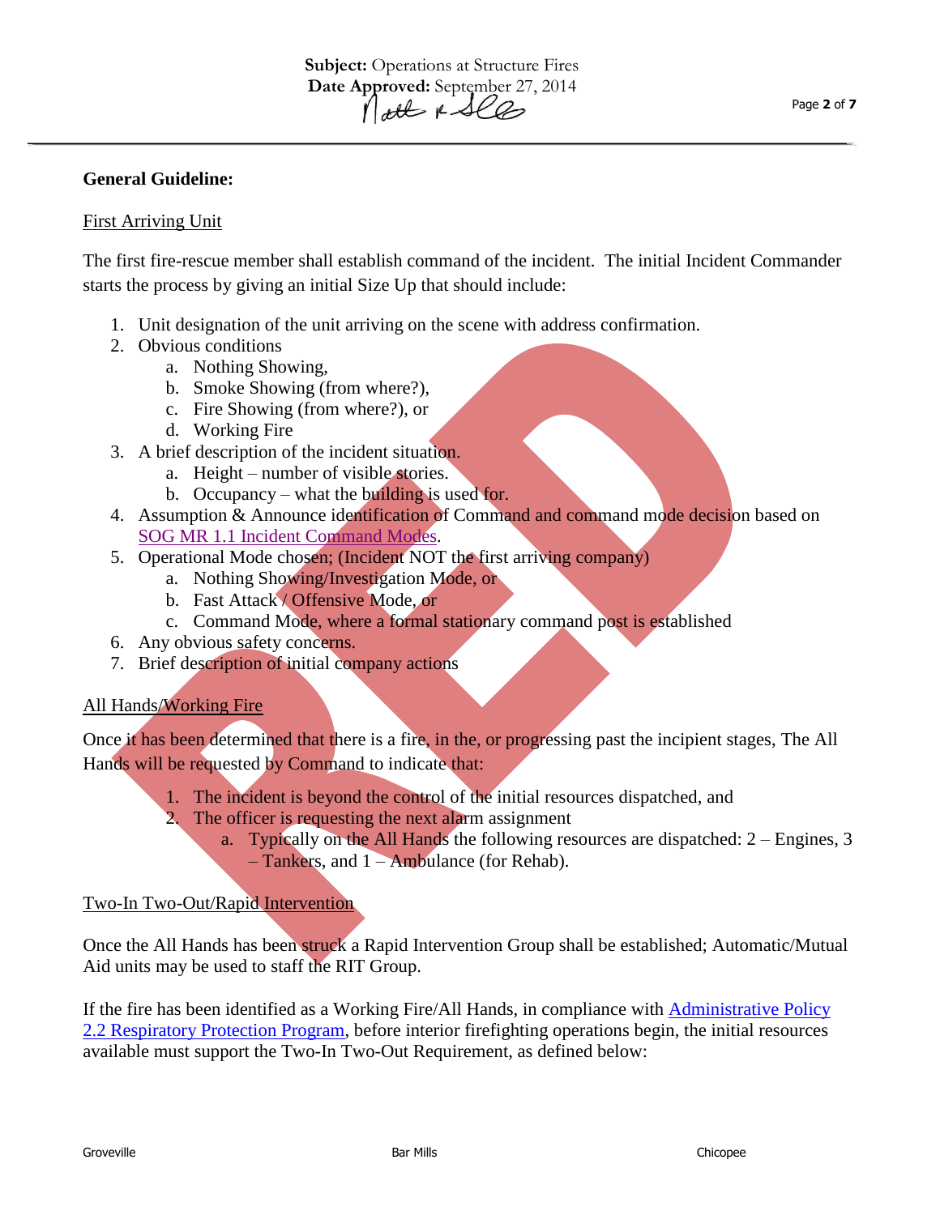## General Guideline:

First Arriving Unit

The first fire-rescue member shall establish command of the incident. The initial Incident Commander starts the process by giving an initial Size Up that should include:

1. Unit designation of the unit arriving on the scene with address confirmation.
2. Obvious conditions
   a. Nothing Showing,
   b. Smoke Showing (from where?),
   c. Fire Showing (from where?), or
   d. Working Fire
3. A brief description of the incident situation.
   a. Height – number of visible stories.
   b. Occupancy – what the building is used for.
4. Assumption & Announce identification of Command and command mode decision based on SOG MR 1.1 Incident Command Modes.
5. Operational Mode chosen; (Incident NOT the first arriving company)
   a. Nothing Showing/Investigation Mode, or
   b. Fast Attack / Offensive Mode, or
   c. Command Mode, where a formal stationary command post is established
6. Any obvious safety concerns.
7. Brief description of initial company actions

All Hands/Working Fire

Once it has been determined that there is a fire, in the, or progressing past the incipient stages, The All Hands will be requested by Command to indicate that:

1. The incident is beyond the control of the initial resources dispatched, and
2. The officer is requesting the next alarm assignment
   a. Typically on the All Hands the following resources are dispatched: 2 – Engines, 3 – Tankers, and 1 – Ambulance (for Rehab).

Two-In Two-Out/Rapid Intervention

Once the All Hands has been struck a Rapid Intervention Group shall be established; Automatic/Mutual Aid units may be used to staff the RIT Group.

If the fire has been identified as a Working Fire/All Hands, in compliance with Administrative Policy 2.2 Respiratory Protection Program, before interior firefighting operations begin, the initial resources available must support the Two-In Two-Out Requirement, as defined below: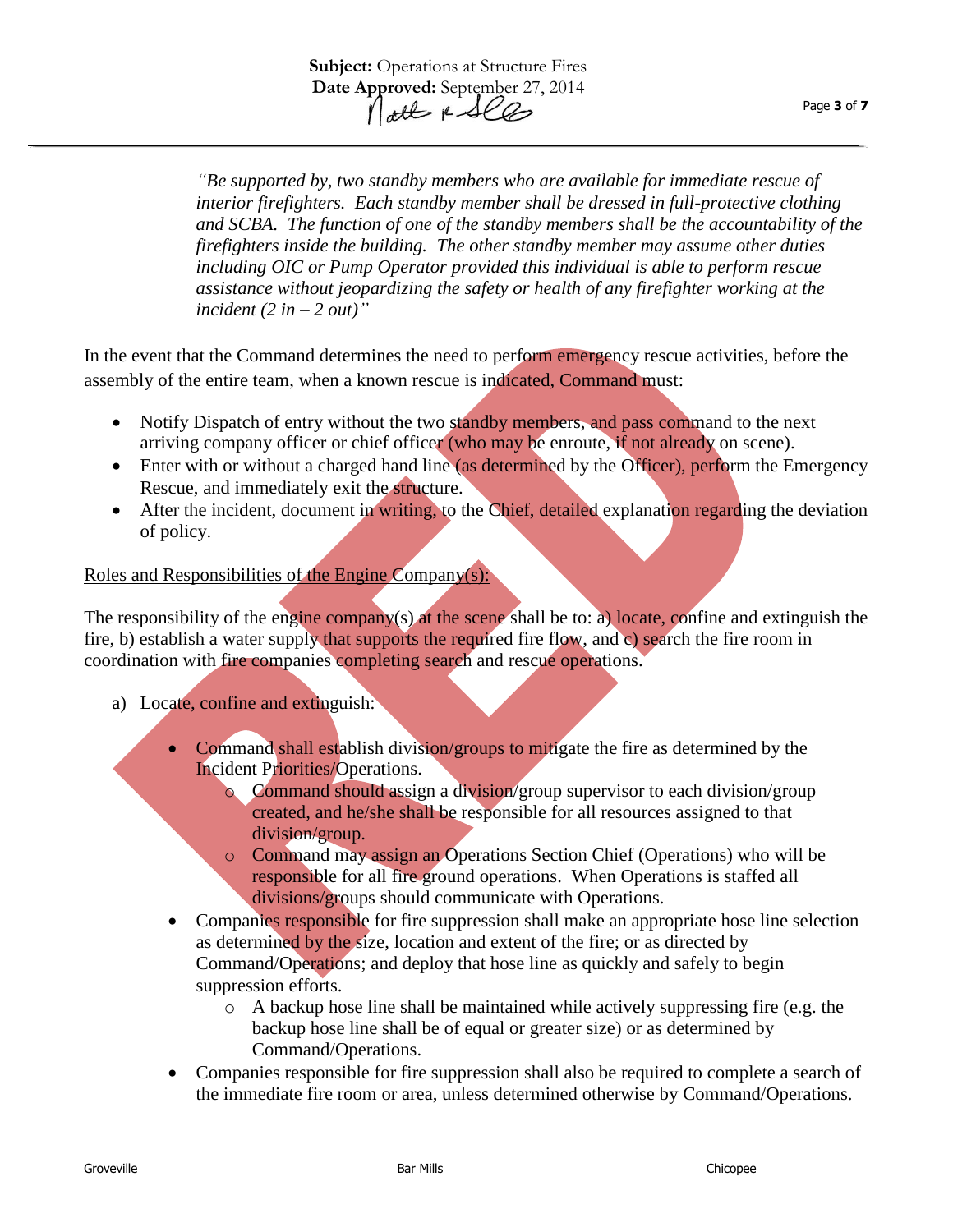*"Be supported by, two standby members who are available for immediate rescue of interior firefighters. Each standby member shall be dressed in full-protective clothing and SCBA. The function of one of the standby members shall be the accountability of the firefighters inside the building. The other standby member may assume other duties including OIC or Pump Operator provided this individual is able to perform rescue assistance without jeopardizing the safety or health of any firefighter working at the incident (2 in – 2 out)"*

In the event that the Command determines the need to perform emergency rescue activities, before the assembly of the entire team, when a known rescue is indicated, Command must:

- Notify Dispatch of entry without the two standby members, and pass command to the next arriving company officer or chief officer (who may be enroute, if not already on scene).
- Enter with or without a charged hand line (as determined by the Officer), perform the Emergency Rescue, and immediately exit the structure.
- After the incident, document in writing, to the Chief, detailed explanation regarding the deviation of policy.

<u>Roles and Responsibilities of the Engine Company(s):</u>

The responsibility of the engine company(s) at the scene shall be to: a) locate, confine and extinguish the fire, b) establish a water supply that supports the required fire flow, and c) search the fire room in coordination with fire companies completing search and rescue operations.

a) Locate, confine and extinguish:

   - Command shall establish division/groups to mitigate the fire as determined by the Incident Priorities/Operations.
     - Command should assign a division/group supervisor to each division/group created, and he/she shall be responsible for all resources assigned to that division/group.
     - Command may assign an Operations Section Chief (Operations) who will be responsible for all fire ground operations. When Operations is staffed all divisions/groups should communicate with Operations.
   - Companies responsible for fire suppression shall make an appropriate hose line selection as determined by the size, location and extent of the fire; or as directed by Command/Operations; and deploy that hose line as quickly and safely to begin suppression efforts.
     - A backup hose line shall be maintained while actively suppressing fire (e.g. the backup hose line shall be of equal or greater size) or as determined by Command/Operations.
   - Companies responsible for fire suppression shall also be required to complete a search of the immediate fire room or area, unless determined otherwise by Command/Operations.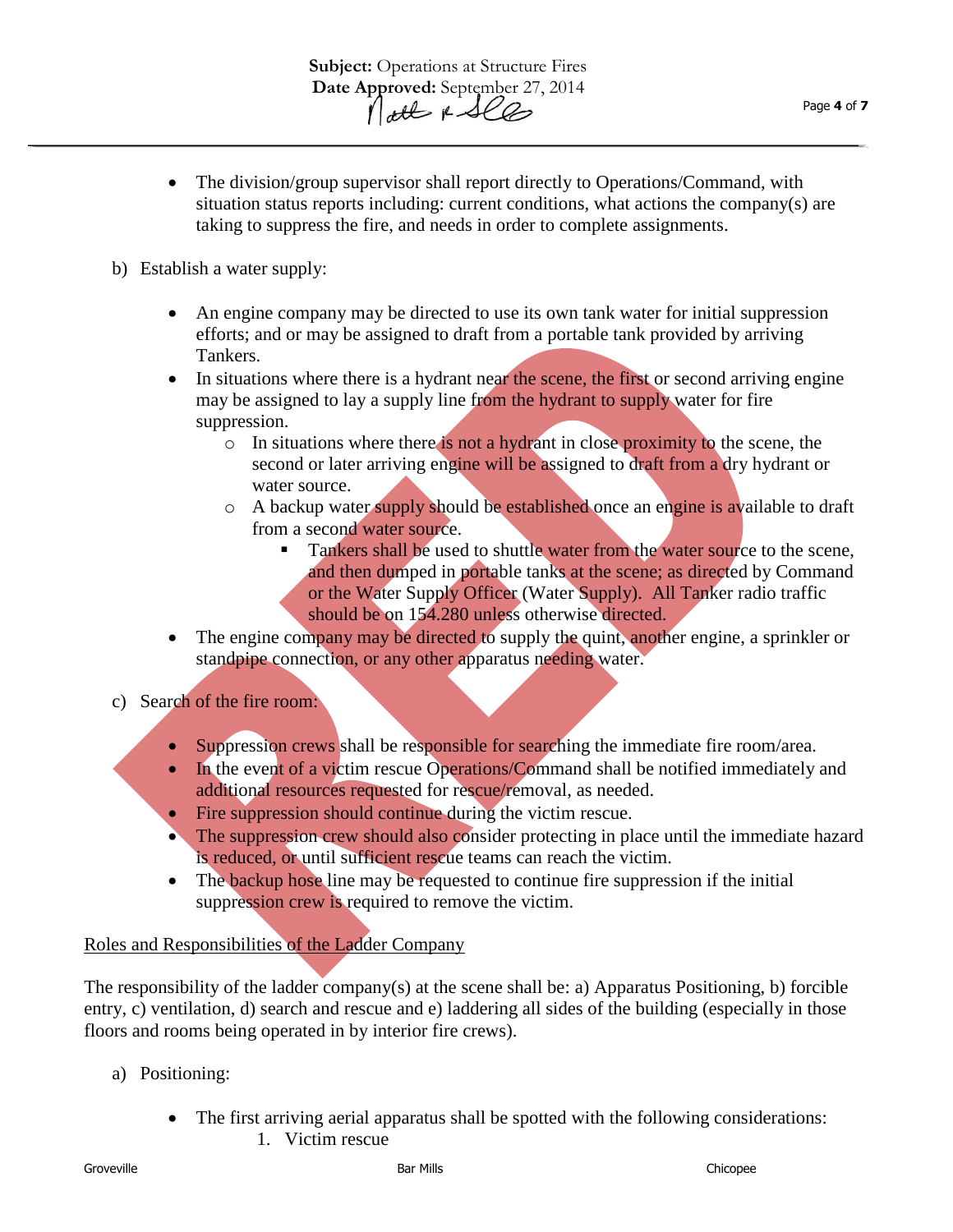- The division/group supervisor shall report directly to Operations/Command, with situation status reports including: current conditions, what actions the company(s) are taking to suppress the fire, and needs in order to complete assignments.

b) Establish a water supply:

- An engine company may be directed to use its own tank water for initial suppression efforts; and or may be assigned to draft from a portable tank provided by arriving Tankers.
- In situations where there is a hydrant near the scene, the first or second arriving engine may be assigned to lay a supply line from the hydrant to supply water for fire suppression.
    - In situations where there is not a hydrant in close proximity to the scene, the second or later arriving engine will be assigned to draft from a dry hydrant or water source.
    - A backup water supply should be established once an engine is available to draft from a second water source.
        - Tankers shall be used to shuttle water from the water source to the scene, and then dumped in portable tanks at the scene; as directed by Command or the Water Supply Officer (Water Supply). All Tanker radio traffic should be on 154.280 unless otherwise directed.
- The engine company may be directed to supply the quint, another engine, a sprinkler or standpipe connection, or any other apparatus needing water.

c) Search of the fire room:

- Suppression crews shall be responsible for searching the immediate fire room/area.
- In the event of a victim rescue Operations/Command shall be notified immediately and additional resources requested for rescue/removal, as needed.
- Fire suppression should continue during the victim rescue.
- The suppression crew should also consider protecting in place until the immediate hazard is reduced, or until sufficient rescue teams can reach the victim.
- The backup hose line may be requested to continue fire suppression if the initial suppression crew is required to remove the victim.

<u>Roles and Responsibilities of the Ladder Company</u>

The responsibility of the ladder company(s) at the scene shall be: a) Apparatus Positioning, b) forcible entry, c) ventilation, d) search and rescue and e) laddering all sides of the building (especially in those floors and rooms being operated in by interior fire crews).

a) Positioning:

- The first arriving aerial apparatus shall be spotted with the following considerations:
    1. Victim rescue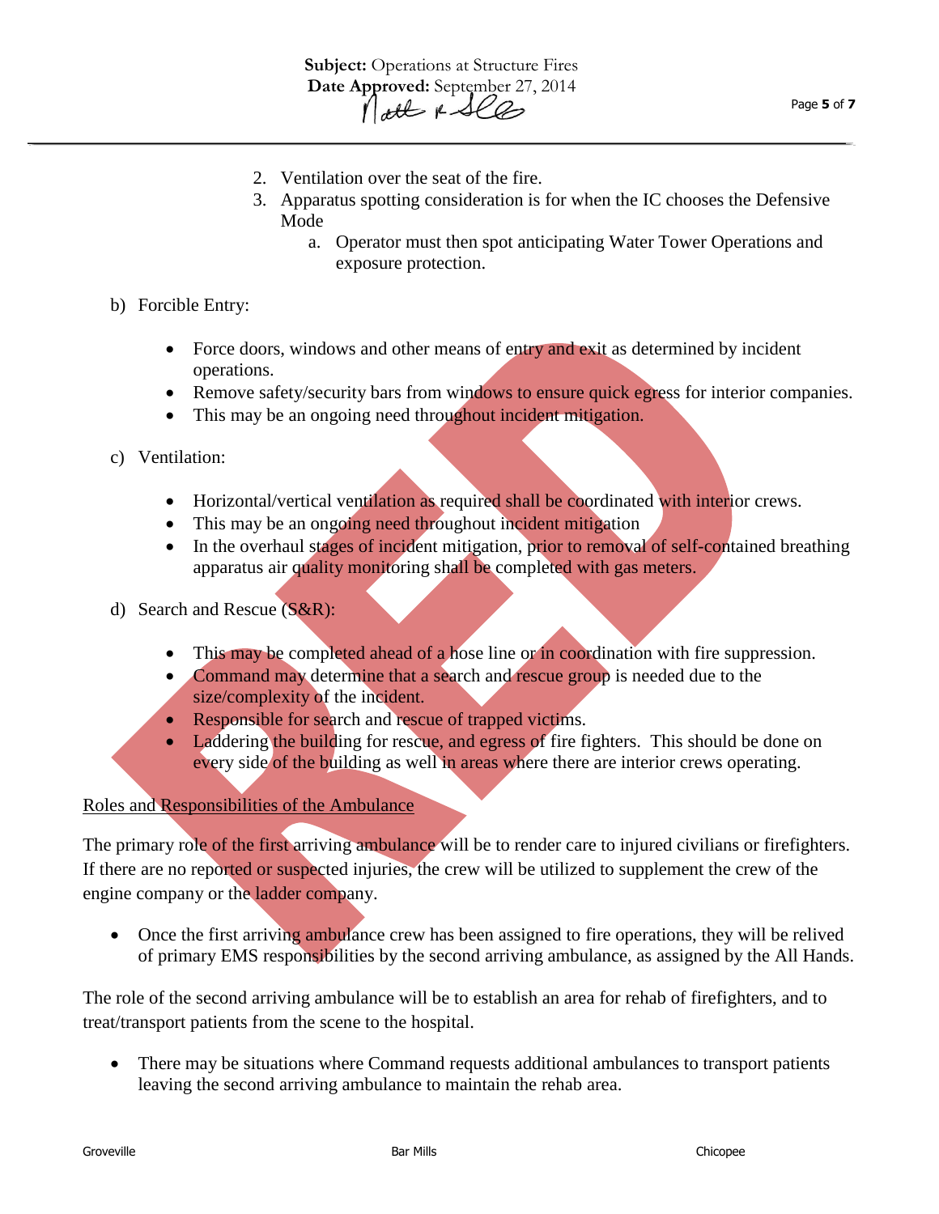2. Ventilation over the seat of the fire.
3. Apparatus spotting consideration is for when the IC chooses the Defensive Mode
   a. Operator must then spot anticipating Water Tower Operations and exposure protection.

b) Forcible Entry:

- Force doors, windows and other means of entry and exit as determined by incident operations.
- Remove safety/security bars from windows to ensure quick egress for interior companies.
- This may be an ongoing need throughout incident mitigation.

c) Ventilation:

- Horizontal/vertical ventilation as required shall be coordinated with interior crews.
- This may be an ongoing need throughout incident mitigation
- In the overhaul stages of incident mitigation, prior to removal of self-contained breathing apparatus air quality monitoring shall be completed with gas meters.

d) Search and Rescue (S&R):

- This may be completed ahead of a hose line or in coordination with fire suppression.
- Command may determine that a search and rescue group is needed due to the size/complexity of the incident.
- Responsible for search and rescue of trapped victims.
- Laddering the building for rescue, and egress of fire fighters. This should be done on every side of the building as well in areas where there are interior crews operating.

Roles and Responsibilities of the Ambulance

The primary role of the first arriving ambulance will be to render care to injured civilians or firefighters. If there are no reported or suspected injuries, the crew will be utilized to supplement the crew of the engine company or the ladder company.

- Once the first arriving ambulance crew has been assigned to fire operations, they will be relived of primary EMS responsibilities by the second arriving ambulance, as assigned by the All Hands.

The role of the second arriving ambulance will be to establish an area for rehab of firefighters, and to treat/transport patients from the scene to the hospital.

- There may be situations where Command requests additional ambulances to transport patients leaving the second arriving ambulance to maintain the rehab area.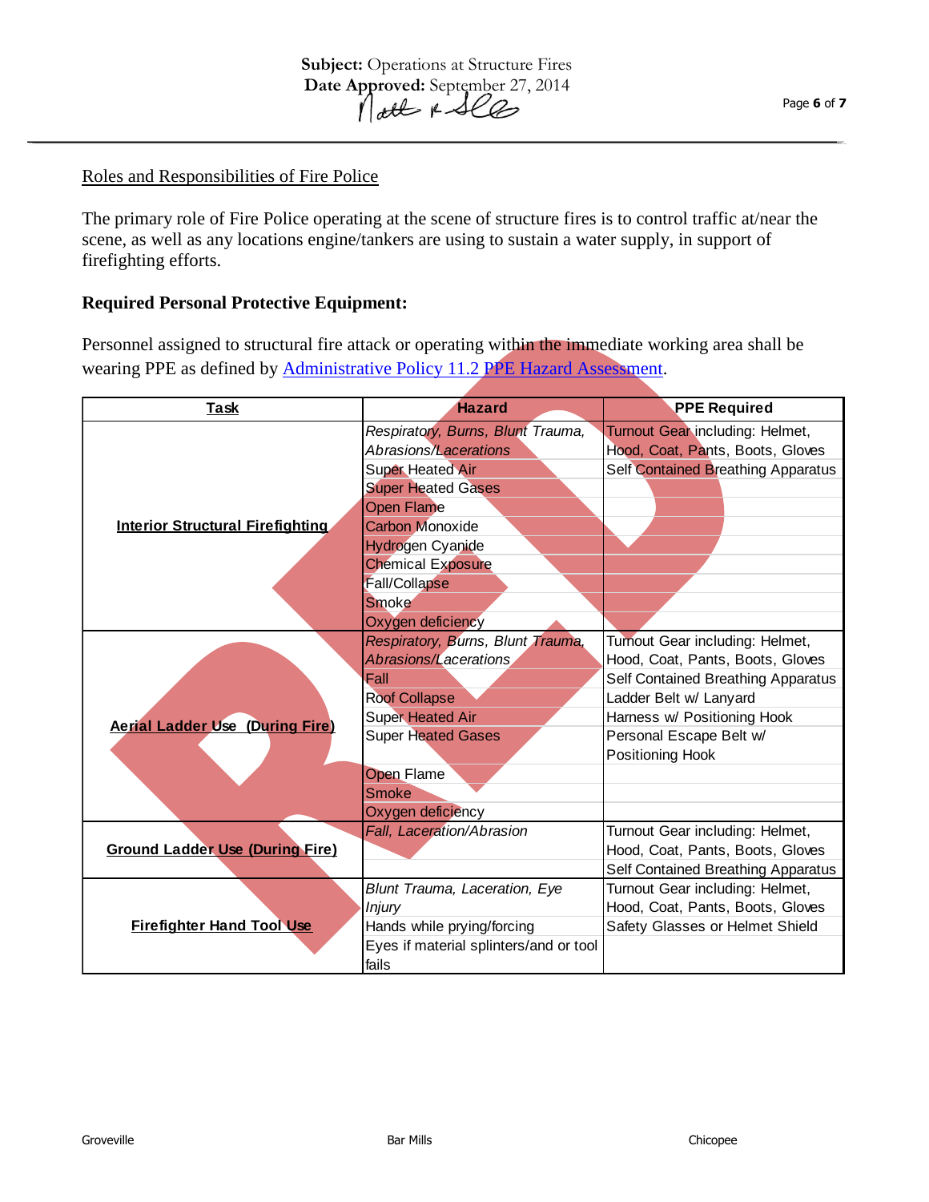## Roles and Responsibilities of Fire Police

The primary role of Fire Police operating at the scene of structure fires is to control traffic at/near the scene, as well as any locations engine/tankers are using to sustain a water supply, in support of firefighting efforts.

**Required Personal Protective Equipment:**

Personnel assigned to structural fire attack or operating within the immediate working area shall be wearing PPE as defined by [Administrative Policy 11.2 PPE Hazard Assessment](#).

| Task | Hazard | PPE Required |
|---|---|---|
| **Interior Structural Firefighting** | *Respiratory, Burns, Blunt Trauma, Abrasions/Lacerations* | Turnout Gear including: Helmet, Hood, Coat, Pants, Boots, Gloves |
| | Super Heated Air | Self Contained Breathing Apparatus |
| | Super Heated Gases | |
| | Open Flame | |
| | Carbon Monoxide | |
| | Hydrogen Cyanide | |
| | Chemical Exposure | |
| | Fall/Collapse | |
| | Smoke | |
| | Oxygen deficiency | |
| **Aerial Ladder Use (During Fire)** | *Respiratory, Burns, Blunt Trauma, Abrasions/Lacerations* | Turnout Gear including: Helmet, Hood, Coat, Pants, Boots, Gloves |
| | Fall | Self Contained Breathing Apparatus |
| | Roof Collapse | Ladder Belt w/ Lanyard |
| | Super Heated Air | Harness w/ Positioning Hook |
| | Super Heated Gases | Personal Escape Belt w/ Positioning Hook |
| | Open Flame | |
| | Smoke | |
| | Oxygen deficiency | |
| **Ground Ladder Use (During Fire)** | *Fall, Laceration/Abrasion* | Turnout Gear including: Helmet, Hood, Coat, Pants, Boots, Gloves |
| | | Self Contained Breathing Apparatus |
| **Firefighter Hand Tool Use** | *Blunt Trauma, Laceration, Eye Injury* | Turnout Gear including: Helmet, Hood, Coat, Pants, Boots, Gloves |
| | Hands while prying/forcing | Safety Glasses or Helmet Shield |
| | Eyes if material splinters/and or tool fails | |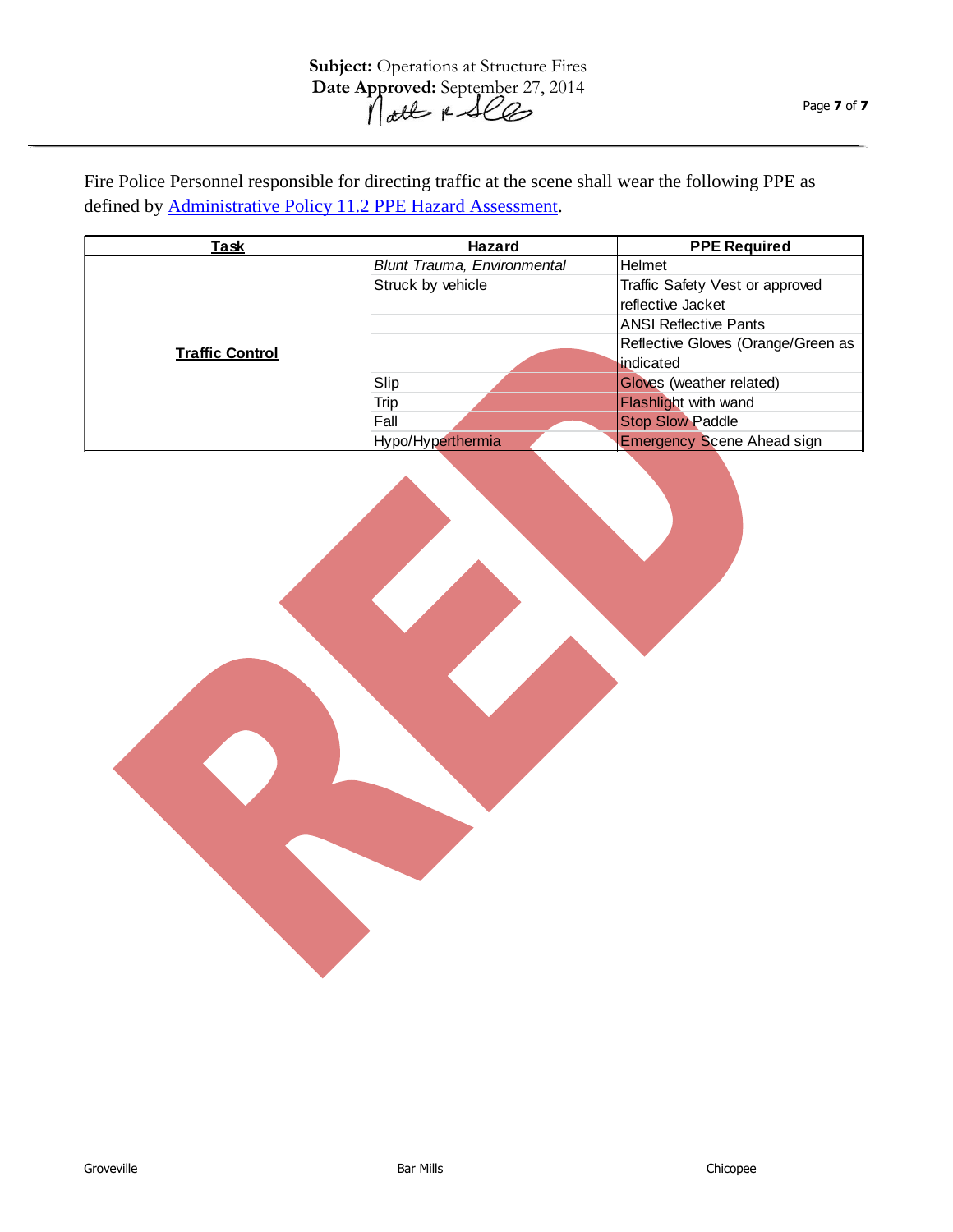Fire Police Personnel responsible for directing traffic at the scene shall wear the following PPE as defined by Administrative Policy 11.2 PPE Hazard Assessment.

| **Task** | **Hazard** | **PPE Required** |
|---|---|---|
| **Traffic Control** | *Blunt Trauma, Environmental* | Helmet |
| | Struck by vehicle | Traffic Safety Vest or approved reflective Jacket |
| | | ANSI Reflective Pants |
| | | Reflective Gloves (Orange/Green as indicated |
| | Slip | Gloves (weather related) |
| | Trip | Flashlight with wand |
| | Fall | Stop Slow Paddle |
| | Hypo/Hyperthermia | Emergency Scene Ahead sign |

RED

Groveville | Bar Mills | Chicopee